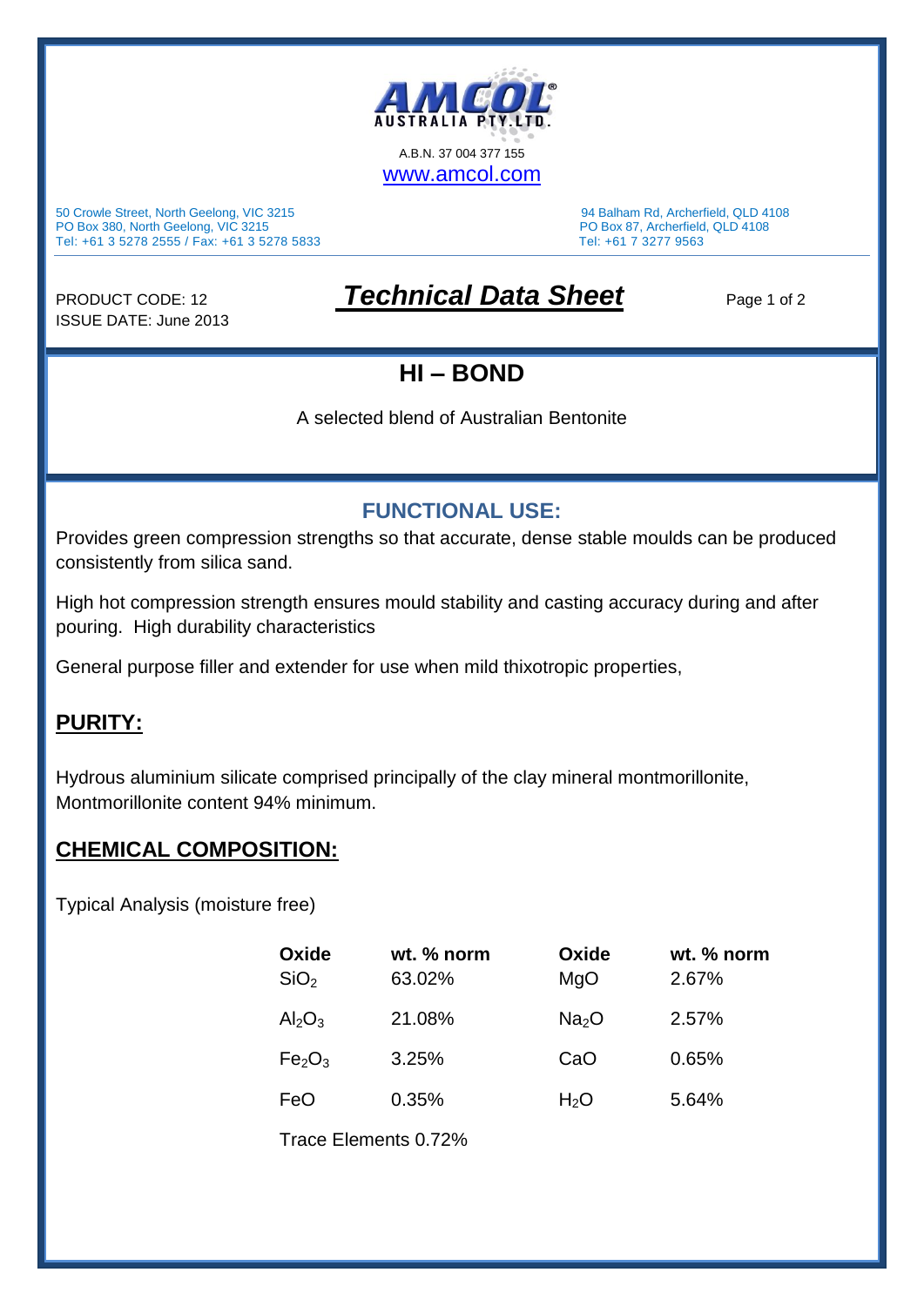AMCOL AUSTRALIA PTY. LTD.

A.B.N. 37 004 377 155

www.amcol.com

50 Crowle Street, North Geelong, VIC 3215
PO Box 380, North Geelong, VIC 3215
Tel: +61 3 5278 2555 / Fax: +61 3 5278 5833

94 Balham Rd, Archerfield, QLD 4108
PO Box 87, Archerfield, QLD 4108
Tel: +61 7 3277 9563

PRODUCT CODE: 12
ISSUE DATE: June 2013

# *Technical Data Sheet*

## HI – BOND

A selected blend of Australian Bentonite

## FUNCTIONAL USE:

Provides green compression strengths so that accurate, dense stable moulds can be produced consistently from silica sand.

High hot compression strength ensures mould stability and casting accuracy during and after pouring. High durability characteristics

General purpose filler and extender for use when mild thixotropic properties,

## PURITY:

Hydrous aluminium silicate comprised principally of the clay mineral montmorillonite, Montmorillonite content 94% minimum.

## CHEMICAL COMPOSITION:

Typical Analysis (moisture free)

| Oxide | wt. % norm | Oxide | wt. % norm |
|---|---|---|---|
| $SiO_2$ | 63.02% | $MgO$ | 2.67% |
| $Al_2O_3$ | 21.08% | $Na_2O$ | 2.57% |
| $Fe_2O_3$ | 3.25% | $CaO$ | 0.65% |
| $FeO$ | 0.35% | $H_2O$ | 5.64% |

Trace Elements 0.72%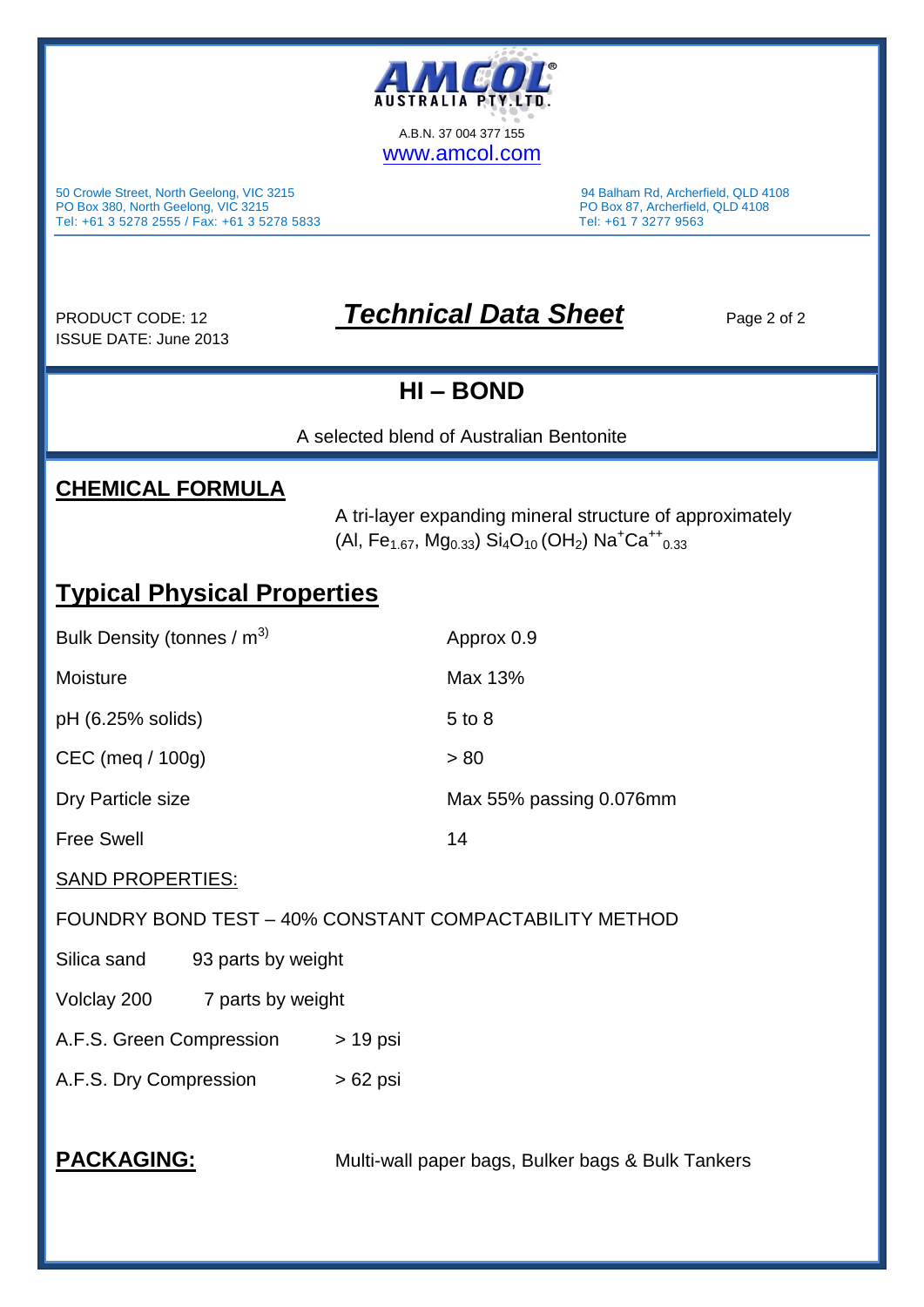AMCOL AUSTRALIA PTY.LTD.

A.B.N. 37 004 377 155
www.amcol.com

50 Crowle Street, North Geelong, VIC 3215
PO Box 380, North Geelong, VIC 3215
Tel: +61 3 5278 2555 / Fax: +61 3 5278 5833

94 Balham Rd, Archerfield, QLD 4108
PO Box 87, Archerfield, QLD 4108
Tel: +61 7 3277 9563

PRODUCT CODE: 12
ISSUE DATE: June 2013

# *Technical Data Sheet*

## HI – BOND

A selected blend of Australian Bentonite

## CHEMICAL FORMULA

A tri-layer expanding mineral structure of approximately
(Al, $Fe_{1.67}$, $Mg_{0.33}$) $Si_4O_{10}$ $(OH_2)$ $Na^{+}Ca^{++}{}_{0.33}$

## Typical Physical Properties

| | |
|---|---|
| Bulk Density (tonnes / $m^3$) | Approx 0.9 |
| Moisture | Max 13% |
| pH (6.25% solids) | 5 to 8 |
| CEC (meq / 100g) | > 80 |
| Dry Particle size | Max 55% passing 0.076mm |
| Free Swell | 14 |

SAND PROPERTIES:

FOUNDRY BOND TEST – 40% CONSTANT COMPACTABILITY METHOD

| | |
|---|---|
| Silica sand | 93 parts by weight |
| Volclay 200 | 7 parts by weight |
| A.F.S. Green Compression | > 19 psi |
| A.F.S. Dry Compression | > 62 psi |

**PACKAGING:** Multi-wall paper bags, Bulker bags & Bulk Tankers